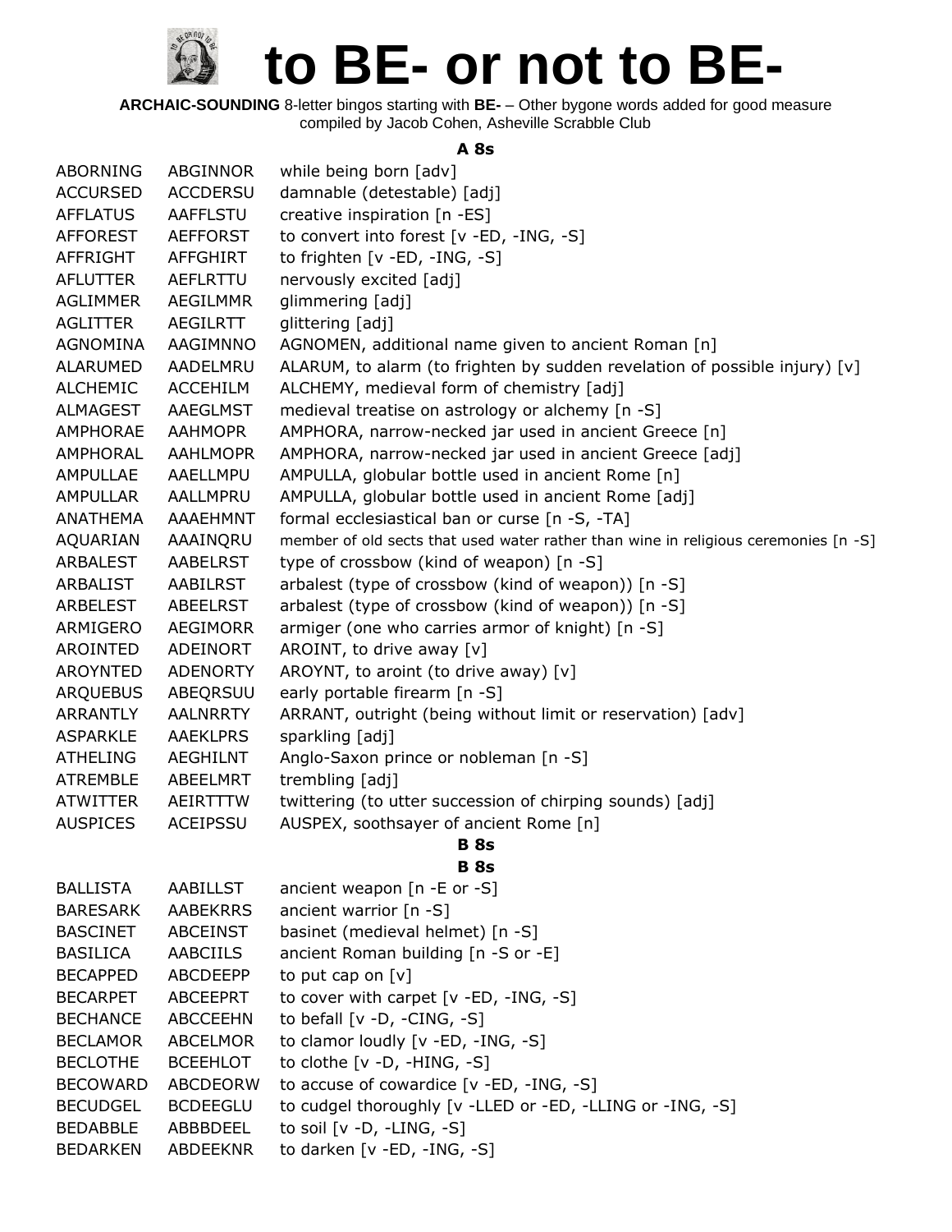# to BE- or not to BE-

**ARCHAIC-SOUNDING** 8-letter bingos starting with **BE-** – Other bygone words added for good measure
compiled by Jacob Cohen, Asheville Scrabble Club

### A 8s

| | | |
|---|---|---|
| ABORNING | ABGINNOR | while being born [adv] |
| ACCURSED | ACCDERSU | damnable (detestable) [adj] |
| AFFLATUS | AAFFLSTU | creative inspiration [n -ES] |
| AFFOREST | AEFFORST | to convert into forest [v -ED, -ING, -S] |
| AFFRIGHT | AFFGHIRT | to frighten [v -ED, -ING, -S] |
| AFLUTTER | AEFLRTTU | nervously excited [adj] |
| AGLIMMER | AEGILMMR | glimmering [adj] |
| AGLITTER | AEGILRTT | glittering [adj] |
| AGNOMINA | AAGIMNNO | AGNOMEN, additional name given to ancient Roman [n] |
| ALARUMED | AADELMRU | ALARUM, to alarm (to frighten by sudden revelation of possible injury) [v] |
| ALCHEMIC | ACCEHILM | ALCHEMY, medieval form of chemistry [adj] |
| ALMAGEST | AAEGLMST | medieval treatise on astrology or alchemy [n -S] |
| AMPHORAE | AAHMOPR | AMPHORA, narrow-necked jar used in ancient Greece [n] |
| AMPHORAL | AAHLMOPR | AMPHORA, narrow-necked jar used in ancient Greece [adj] |
| AMPULLAE | AAELLMPU | AMPULLA, globular bottle used in ancient Rome [n] |
| AMPULLAR | AALLMPRU | AMPULLA, globular bottle used in ancient Rome [adj] |
| ANATHEMA | AAAEHMNT | formal ecclesiastical ban or curse [n -S, -TA] |
| AQUARIAN | AAAINQRU | member of old sects that used water rather than wine in religious ceremonies [n -S] |
| ARBALEST | AABELRST | type of crossbow (kind of weapon) [n -S] |
| ARBALIST | AABILRST | arbalest (type of crossbow (kind of weapon)) [n -S] |
| ARBELEST | ABEELRST | arbalest (type of crossbow (kind of weapon)) [n -S] |
| ARMIGERO | AEGIMORR | armiger (one who carries armor of knight) [n -S] |
| AROINTED | ADEINORT | AROINT, to drive away [v] |
| AROYNTED | ADENORTY | AROYNT, to aroint (to drive away) [v] |
| ARQUEBUS | ABEQRSUU | early portable firearm [n -S] |
| ARRANTLY | AALNRRTY | ARRANT, outright (being without limit or reservation) [adv] |
| ASPARKLE | AAEKLPRS | sparkling [adj] |
| ATHELING | AEGHILNT | Anglo-Saxon prince or nobleman [n -S] |
| ATREMBLE | ABEELMRT | trembling [adj] |
| ATWITTER | AEIRTTTW | twittering (to utter succession of chirping sounds) [adj] |
| AUSPICES | ACEIPSSU | AUSPEX, soothsayer of ancient Rome [n] |

### B 8s

### B 8s

| | | |
|---|---|---|
| BALLISTA | AABILLST | ancient weapon [n -E or -S] |
| BARESARK | AABEKRRS | ancient warrior [n -S] |
| BASCINET | ABCEINST | basinet (medieval helmet) [n -S] |
| BASILICA | AABCIILS | ancient Roman building [n -S or -E] |
| BECAPPED | ABCDEEPP | to put cap on [v] |
| BECARPET | ABCEEPRT | to cover with carpet [v -ED, -ING, -S] |
| BECHANCE | ABCCEEHN | to befall [v -D, -CING, -S] |
| BECLAMOR | ABCELMOR | to clamor loudly [v -ED, -ING, -S] |
| BECLOTHE | BCEEHLOT | to clothe [v -D, -HING, -S] |
| BECOWARD | ABCDEORW | to accuse of cowardice [v -ED, -ING, -S] |
| BECUDGEL | BCDEEGLU | to cudgel thoroughly [v -LLED or -ED, -LLING or -ING, -S] |
| BEDABBLE | ABBBDEEL | to soil [v -D, -LING, -S] |
| BEDARKEN | ABDEEKNR | to darken [v -ED, -ING, -S] |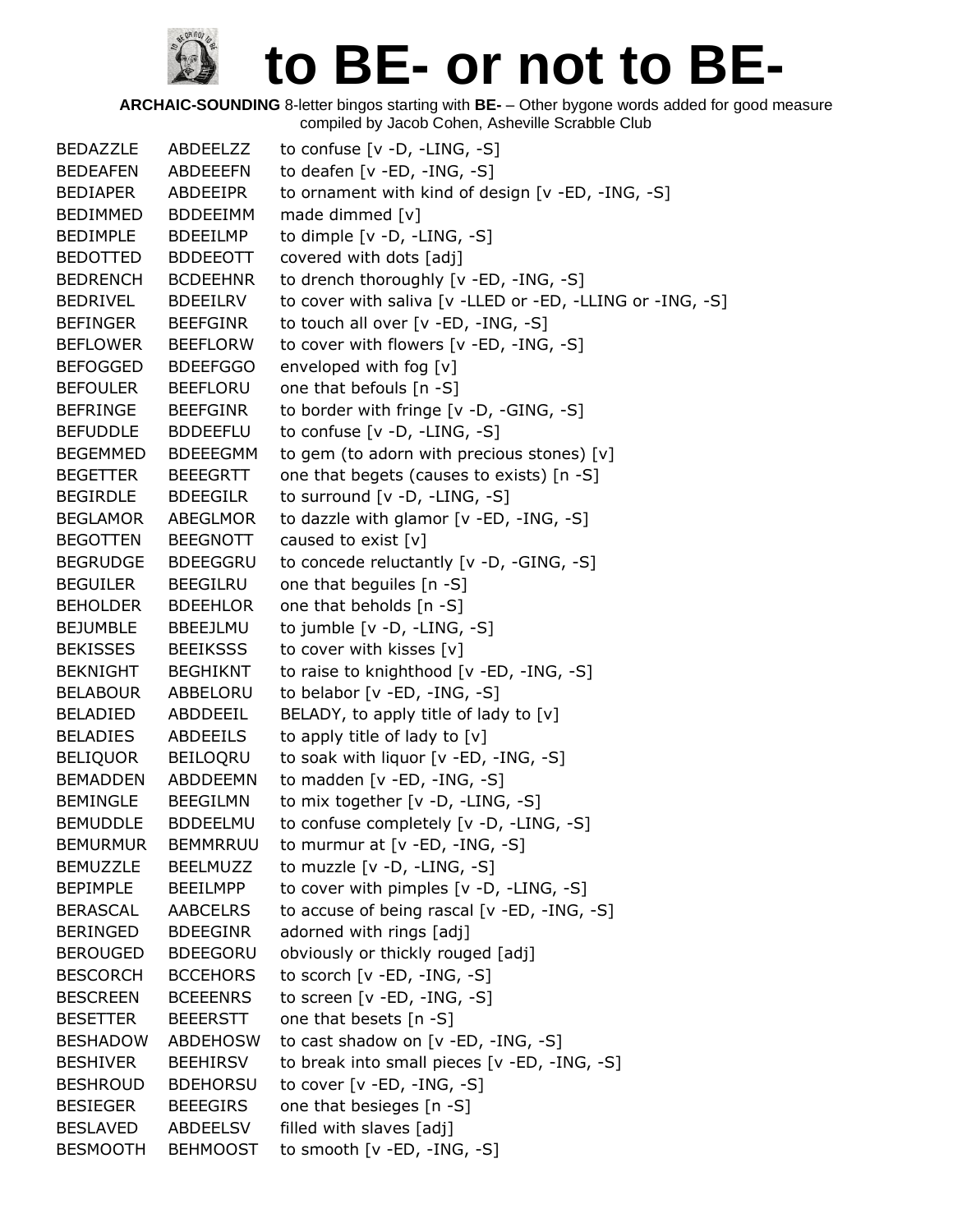# to BE- or not to BE-

**ARCHAIC-SOUNDING** 8-letter bingos starting with **BE-** – Other bygone words added for good measure
compiled by Jacob Cohen, Asheville Scrabble Club

| | | |
|---|---|---|
| BEDAZZLE | ABDEELZZ | to confuse [v -D, -LING, -S] |
| BEDEAFEN | ABDEEEFN | to deafen [v -ED, -ING, -S] |
| BEDIAPER | ABDEEIPR | to ornament with kind of design [v -ED, -ING, -S] |
| BEDIMMED | BDDEEIMM | made dimmed [v] |
| BEDIMPLE | BDEEILMP | to dimple [v -D, -LING, -S] |
| BEDOTTED | BDDEEOTT | covered with dots [adj] |
| BEDRENCH | BCDEEHNR | to drench thoroughly [v -ED, -ING, -S] |
| BEDRIVEL | BDEEILRV | to cover with saliva [v -LLED or -ED, -LLING or -ING, -S] |
| BEFINGER | BEEFGINR | to touch all over [v -ED, -ING, -S] |
| BEFLOWER | BEEFLORW | to cover with flowers [v -ED, -ING, -S] |
| BEFOGGED | BDEEFGGO | enveloped with fog [v] |
| BEFOULER | BEEFLORU | one that befouls [n -S] |
| BEFRINGE | BEEFGINR | to border with fringe [v -D, -GING, -S] |
| BEFUDDLE | BDDEEFLU | to confuse [v -D, -LING, -S] |
| BEGEMMED | BDEEEGMM | to gem (to adorn with precious stones) [v] |
| BEGETTER | BEEEGRTT | one that begets (causes to exists) [n -S] |
| BEGIRDLE | BDEEGILR | to surround [v -D, -LING, -S] |
| BEGLAMOR | ABEGLMOR | to dazzle with glamor [v -ED, -ING, -S] |
| BEGOTTEN | BEEGNOTT | caused to exist [v] |
| BEGRUDGE | BDEEGGRU | to concede reluctantly [v -D, -GING, -S] |
| BEGUILER | BEEGILRU | one that beguiles [n -S] |
| BEHOLDER | BDEEHLOR | one that beholds [n -S] |
| BEJUMBLE | BBEEJLMU | to jumble [v -D, -LING, -S] |
| BEKISSES | BEEIKSSS | to cover with kisses [v] |
| BEKNIGHT | BEGHIKNT | to raise to knighthood [v -ED, -ING, -S] |
| BELABOUR | ABBELORU | to belabor [v -ED, -ING, -S] |
| BELADIED | ABDDEEIL | BELADY, to apply title of lady to [v] |
| BELADIES | ABDEEILS | to apply title of lady to [v] |
| BELIQUOR | BEILOQRU | to soak with liquor [v -ED, -ING, -S] |
| BEMADDEN | ABDDEEMN | to madden [v -ED, -ING, -S] |
| BEMINGLE | BEEGILMN | to mix together [v -D, -LING, -S] |
| BEMUDDLE | BDDEELMU | to confuse completely [v -D, -LING, -S] |
| BEMURMUR | BEMMRRUU | to murmur at [v -ED, -ING, -S] |
| BEMUZZLE | BEELMUZZ | to muzzle [v -D, -LING, -S] |
| BEPIMPLE | BEEILMPP | to cover with pimples [v -D, -LING, -S] |
| BERASCAL | AABCELRS | to accuse of being rascal [v -ED, -ING, -S] |
| BERINGED | BDEEGINR | adorned with rings [adj] |
| BEROUGED | BDEEGORU | obviously or thickly rouged [adj] |
| BESCORCH | BCCEHORS | to scorch [v -ED, -ING, -S] |
| BESCREEN | BCEEENRS | to screen [v -ED, -ING, -S] |
| BESETTER | BEEERSTT | one that besets [n -S] |
| BESHADOW | ABDEHOSW | to cast shadow on [v -ED, -ING, -S] |
| BESHIVER | BEEHIRSV | to break into small pieces [v -ED, -ING, -S] |
| BESHROUD | BDEHORSU | to cover [v -ED, -ING, -S] |
| BESIEGER | BEEEGIRS | one that besieges [n -S] |
| BESLAVED | ABDEELSV | filled with slaves [adj] |
| BESMOOTH | BEHMOOST | to smooth [v -ED, -ING, -S] |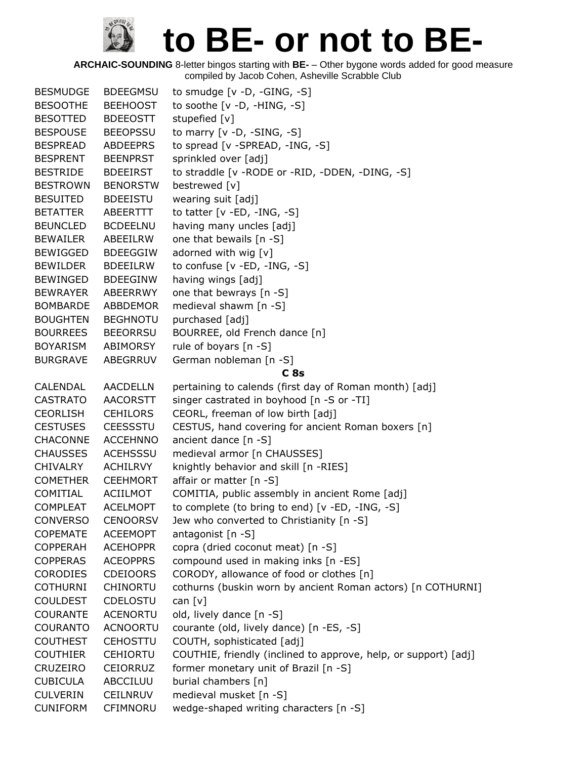# to BE- or not to BE-

**ARCHAIC-SOUNDING** 8-letter bingos starting with **BE-** – Other bygone words added for good measure
compiled by Jacob Cohen, Asheville Scrabble Club

| | | |
|---|---|---|
| BESMUDGE | BDEEGMSU | to smudge [v -D, -GING, -S] |
| BESOOTHE | BEEHOOST | to soothe [v -D, -HING, -S] |
| BESOTTED | BDEEOSTT | stupefied [v] |
| BESPOUSE | BEEOPSSU | to marry [v -D, -SING, -S] |
| BESPREAD | ABDEEPRS | to spread [v -SPREAD, -ING, -S] |
| BESPRENT | BEENPRST | sprinkled over [adj] |
| BESTRIDE | BDEEIRST | to straddle [v -RODE or -RID, -DDEN, -DING, -S] |
| BESTROWN | BENORSTW | bestrewed [v] |
| BESUITED | BDEEISTU | wearing suit [adj] |
| BETATTER | ABEERTTT | to tatter [v -ED, -ING, -S] |
| BEUNCLED | BCDEELNU | having many uncles [adj] |
| BEWAILER | ABEEILRW | one that bewails [n -S] |
| BEWIGGED | BDEEGGIW | adorned with wig [v] |
| BEWILDER | BDEEILRW | to confuse [v -ED, -ING, -S] |
| BEWINGED | BDEEGINW | having wings [adj] |
| BEWRAYER | ABEERRWY | one that bewrays [n -S] |
| BOMBARDE | ABBDEMOR | medieval shawm [n -S] |
| BOUGHTEN | BEGHNOTU | purchased [adj] |
| BOURREES | BEEORRSU | BOURREE, old French dance [n] |
| BOYARISM | ABIMORSY | rule of boyars [n -S] |
| BURGRAVE | ABEGRRUV | German nobleman [n -S] |
| | | **C 8s** |
| CALENDAL | AACDELLN | pertaining to calends (first day of Roman month) [adj] |
| CASTRATO | AACORSTT | singer castrated in boyhood [n -S or -TI] |
| CEORLISH | CEHILORS | CEORL, freeman of low birth [adj] |
| CESTUSES | CEESSSTU | CESTUS, hand covering for ancient Roman boxers [n] |
| CHACONNE | ACCEHNNO | ancient dance [n -S] |
| CHAUSSES | ACEHSSSU | medieval armor [n CHAUSSES] |
| CHIVALRY | ACHILRVY | knightly behavior and skill [n -RIES] |
| COMETHER | CEEHMORT | affair or matter [n -S] |
| COMITIAL | ACIILMOT | COMITIA, public assembly in ancient Rome [adj] |
| COMPLEAT | ACELMOPT | to complete (to bring to end) [v -ED, -ING, -S] |
| CONVERSO | CENOORSV | Jew who converted to Christianity [n -S] |
| COPEMATE | ACEEMOPT | antagonist [n -S] |
| COPPERAH | ACEHOPPR | copra (dried coconut meat) [n -S] |
| COPPERAS | ACEOPPRS | compound used in making inks [n -ES] |
| CORODIES | CDEIOORS | CORODY, allowance of food or clothes [n] |
| COTHURNI | CHINORTU | cothurns (buskin worn by ancient Roman actors) [n COTHURNI] |
| COULDEST | CDELOSTU | can [v] |
| COURANTE | ACENORTU | old, lively dance [n -S] |
| COURANTO | ACNOORTU | courante (old, lively dance) [n -ES, -S] |
| COUTHEST | CEHOSTTU | COUTH, sophisticated [adj] |
| COUTHIER | CEHIORTU | COUTHIE, friendly (inclined to approve, help, or support) [adj] |
| CRUZEIRO | CEIORRUZ | former monetary unit of Brazil [n -S] |
| CUBICULA | ABCCILUU | burial chambers [n] |
| CULVERIN | CEILNRUV | medieval musket [n -S] |
| CUNIFORM | CFIMNORU | wedge-shaped writing characters [n -S] |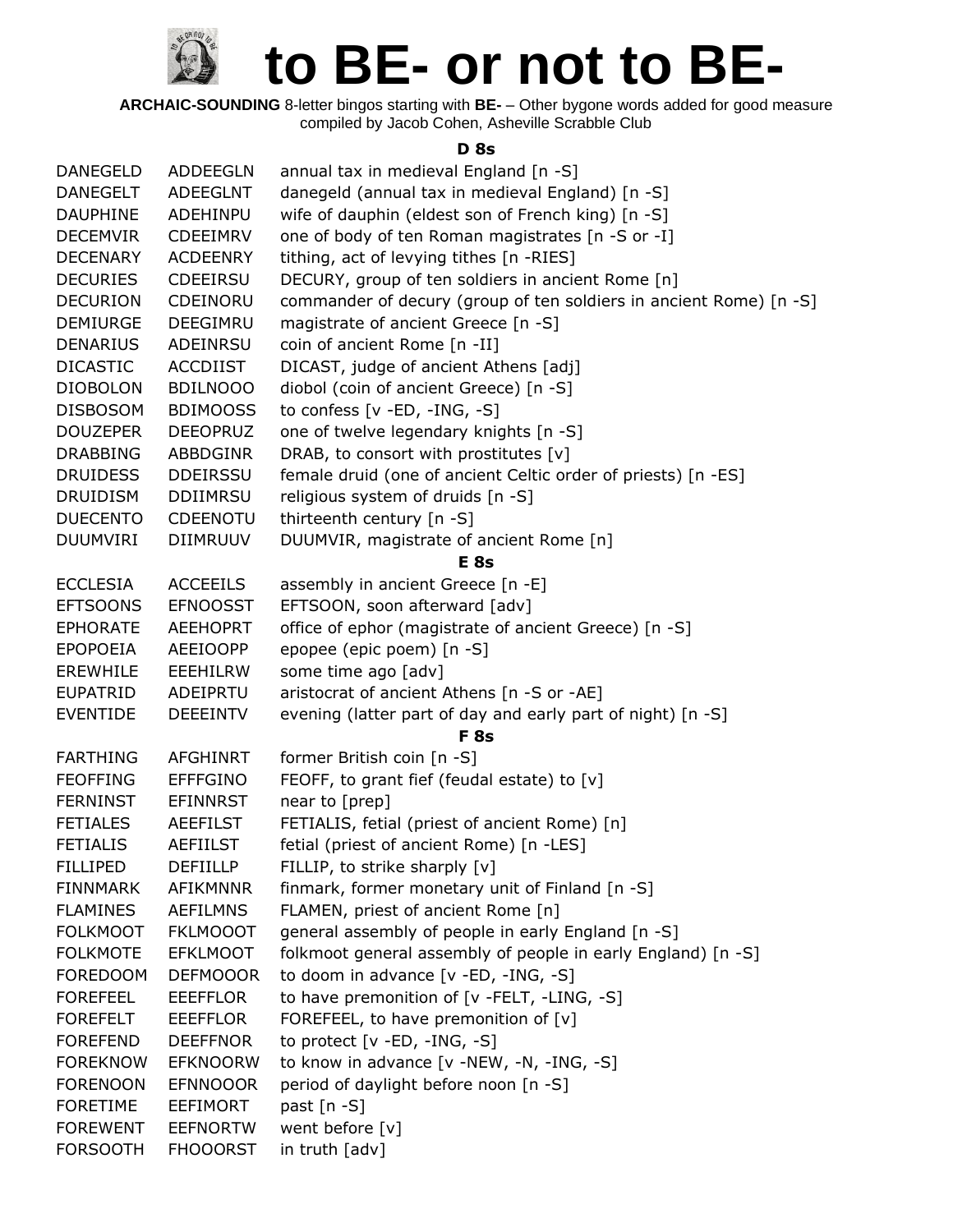# to BE- or not to BE-

**ARCHAIC-SOUNDING** 8-letter bingos starting with **BE-** – Other bygone words added for good measure
compiled by Jacob Cohen, Asheville Scrabble Club

### D 8s

| | | |
|---|---|---|
| DANEGELD | ADDEEGLN | annual tax in medieval England [n -S] |
| DANEGELT | ADEEGLNT | danegeld (annual tax in medieval England) [n -S] |
| DAUPHINE | ADEHINPU | wife of dauphin (eldest son of French king) [n -S] |
| DECEMVIR | CDEEIMRV | one of body of ten Roman magistrates [n -S or -I] |
| DECENARY | ACDEENRY | tithing, act of levying tithes [n -RIES] |
| DECURIES | CDEEIRSU | DECURY, group of ten soldiers in ancient Rome [n] |
| DECURION | CDEINORU | commander of decury (group of ten soldiers in ancient Rome) [n -S] |
| DEMIURGE | DEEGIMRU | magistrate of ancient Greece [n -S] |
| DENARIUS | ADEINRSU | coin of ancient Rome [n -II] |
| DICASTIC | ACCDIIST | DICAST, judge of ancient Athens [adj] |
| DIOBOLON | BDILNOOO | diobol (coin of ancient Greece) [n -S] |
| DISBOSOM | BDIMOOSS | to confess [v -ED, -ING, -S] |
| DOUZEPER | DEEOPRUZ | one of twelve legendary knights [n -S] |
| DRABBING | ABBDGINR | DRAB, to consort with prostitutes [v] |
| DRUIDESS | DDEIRSSU | female druid (one of ancient Celtic order of priests) [n -ES] |
| DRUIDISM | DDIIMRSU | religious system of druids [n -S] |
| DUECENTO | CDEENOTU | thirteenth century [n -S] |
| DUUMVIRI | DIIMRUUV | DUUMVIR, magistrate of ancient Rome [n] |

### E 8s

| | | |
|---|---|---|
| ECCLESIA | ACCEEILS | assembly in ancient Greece [n -E] |
| EFTSOONS | EFNOOSST | EFTSOON, soon afterward [adv] |
| EPHORATE | AEEHOPRT | office of ephor (magistrate of ancient Greece) [n -S] |
| EPOPOEIA | AEEIOOPP | epopee (epic poem) [n -S] |
| EREWHILE | EEEHILRW | some time ago [adv] |
| EUPATRID | ADEIPRTU | aristocrat of ancient Athens [n -S or -AE] |
| EVENTIDE | DEEEINTV | evening (latter part of day and early part of night) [n -S] |

### F 8s

| | | |
|---|---|---|
| FARTHING | AFGHINRT | former British coin [n -S] |
| FEOFFING | EFFFGINO | FEOFF, to grant fief (feudal estate) to [v] |
| FERNINST | EFINNRST | near to [prep] |
| FETIALES | AEEFILST | FETIALIS, fetial (priest of ancient Rome) [n] |
| FETIALIS | AEFIILST | fetial (priest of ancient Rome) [n -LES] |
| FILLIPED | DEFIILLP | FILLIP, to strike sharply [v] |
| FINNMARK | AFIKMNNR | finmark, former monetary unit of Finland [n -S] |
| FLAMINES | AEFILMNS | FLAMEN, priest of ancient Rome [n] |
| FOLKMOOT | FKLMOOOT | general assembly of people in early England [n -S] |
| FOLKMOTE | EFKLMOOT | folkmoot general assembly of people in early England) [n -S] |
| FOREDOOM | DEFMOOOR | to doom in advance [v -ED, -ING, -S] |
| FOREFEEL | EEEFFLOR | to have premonition of [v -FELT, -LING, -S] |
| FOREFELT | EEEFFLOR | FOREFEEL, to have premonition of [v] |
| FOREFEND | DEEFFNOR | to protect [v -ED, -ING, -S] |
| FOREKNOW | EFKNOORW | to know in advance [v -NEW, -N, -ING, -S] |
| FORENOON | EFNNOOOR | period of daylight before noon [n -S] |
| FORETIME | EEFIMORT | past [n -S] |
| FOREWENT | EEFNORTW | went before [v] |
| FORSOOTH | FHOOORST | in truth [adv] |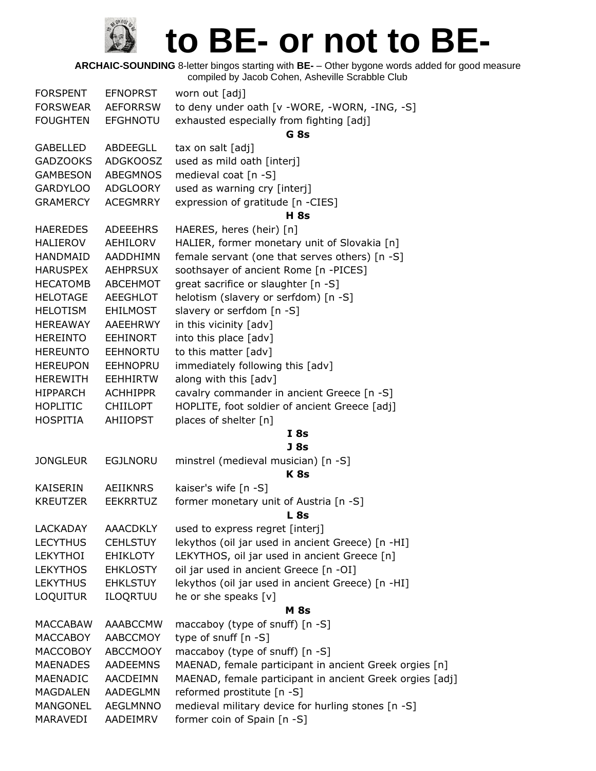# to BE- or not to BE-

**ARCHAIC-SOUNDING** 8-letter bingos starting with **BE-** – Other bygone words added for good measure
compiled by Jacob Cohen, Asheville Scrabble Club

| | | |
|---|---|---|
| FORSPENT | EFNOPRST | worn out [adj] |
| FORSWEAR | AEFORRSW | to deny under oath [v -WORE, -WORN, -ING, -S] |
| FOUGHTEN | EFGHNOTU | exhausted especially from fighting [adj] |
| | | **G 8s** |
| GABELLED | ABDEEGLL | tax on salt [adj] |
| GADZOOKS | ADGKOOSZ | used as mild oath [interj] |
| GAMBESON | ABEGMNOS | medieval coat [n -S] |
| GARDYLOO | ADGLOORY | used as warning cry [interj] |
| GRAMERCY | ACEGMRRY | expression of gratitude [n -CIES] |
| | | **H 8s** |
| HAEREDES | ADEEEHRS | HAERES, heres (heir) [n] |
| HALIEROV | AEHILORV | HALIER, former monetary unit of Slovakia [n] |
| HANDMAID | AADDHIMN | female servant (one that serves others) [n -S] |
| HARUSPEX | AEHPRSUX | soothsayer of ancient Rome [n -PICES] |
| HECATOMB | ABCEHMOT | great sacrifice or slaughter [n -S] |
| HELOTAGE | AEEGHLOT | helotism (slavery or serfdom) [n -S] |
| HELOTISM | EHILMOST | slavery or serfdom [n -S] |
| HEREAWAY | AAEEHRWY | in this vicinity [adv] |
| HEREINTO | EEHINORT | into this place [adv] |
| HEREUNTO | EEHNORTU | to this matter [adv] |
| HEREUPON | EEHNOPRU | immediately following this [adv] |
| HEREWITH | EEHHIRTW | along with this [adv] |
| HIPPARCH | ACHHIPPR | cavalry commander in ancient Greece [n -S] |
| HOPLITIC | CHIILOPT | HOPLITE, foot soldier of ancient Greece [adj] |
| HOSPITIA | AHIIOPST | places of shelter [n] |
| | | **I 8s** |
| | | **J 8s** |
| JONGLEUR | EGJLNORU | minstrel (medieval musician) [n -S] |
| | | **K 8s** |
| KAISERIN | AEIIKNRS | kaiser's wife [n -S] |
| KREUTZER | EEKRRTUZ | former monetary unit of Austria [n -S] |
| | | **L 8s** |
| LACKADAY | AAACDKLY | used to express regret [interj] |
| LECYTHUS | CEHLSTUY | lekythos (oil jar used in ancient Greece) [n -HI] |
| LEKYTHOI | EHIKLOTY | LEKYTHOS, oil jar used in ancient Greece [n] |
| LEKYTHOS | EHKLOSTY | oil jar used in ancient Greece [n -OI] |
| LEKYTHUS | EHKLSTUY | lekythos (oil jar used in ancient Greece) [n -HI] |
| LOQUITUR | ILOQRTUU | he or she speaks [v] |
| | | **M 8s** |
| MACCABAW | AAABCCMW | maccaboy (type of snuff) [n -S] |
| MACCABOY | AABCCMOY | type of snuff [n -S] |
| MACCOBOY | ABCCMOOY | maccaboy (type of snuff) [n -S] |
| MAENADES | AADEEMNS | MAENAD, female participant in ancient Greek orgies [n] |
| MAENADIC | AACDEIMN | MAENAD, female participant in ancient Greek orgies [adj] |
| MAGDALEN | AADEGLMN | reformed prostitute [n -S] |
| MANGONEL | AEGLMNNO | medieval military device for hurling stones [n -S] |
| MARAVEDI | AADEIMRV | former coin of Spain [n -S] |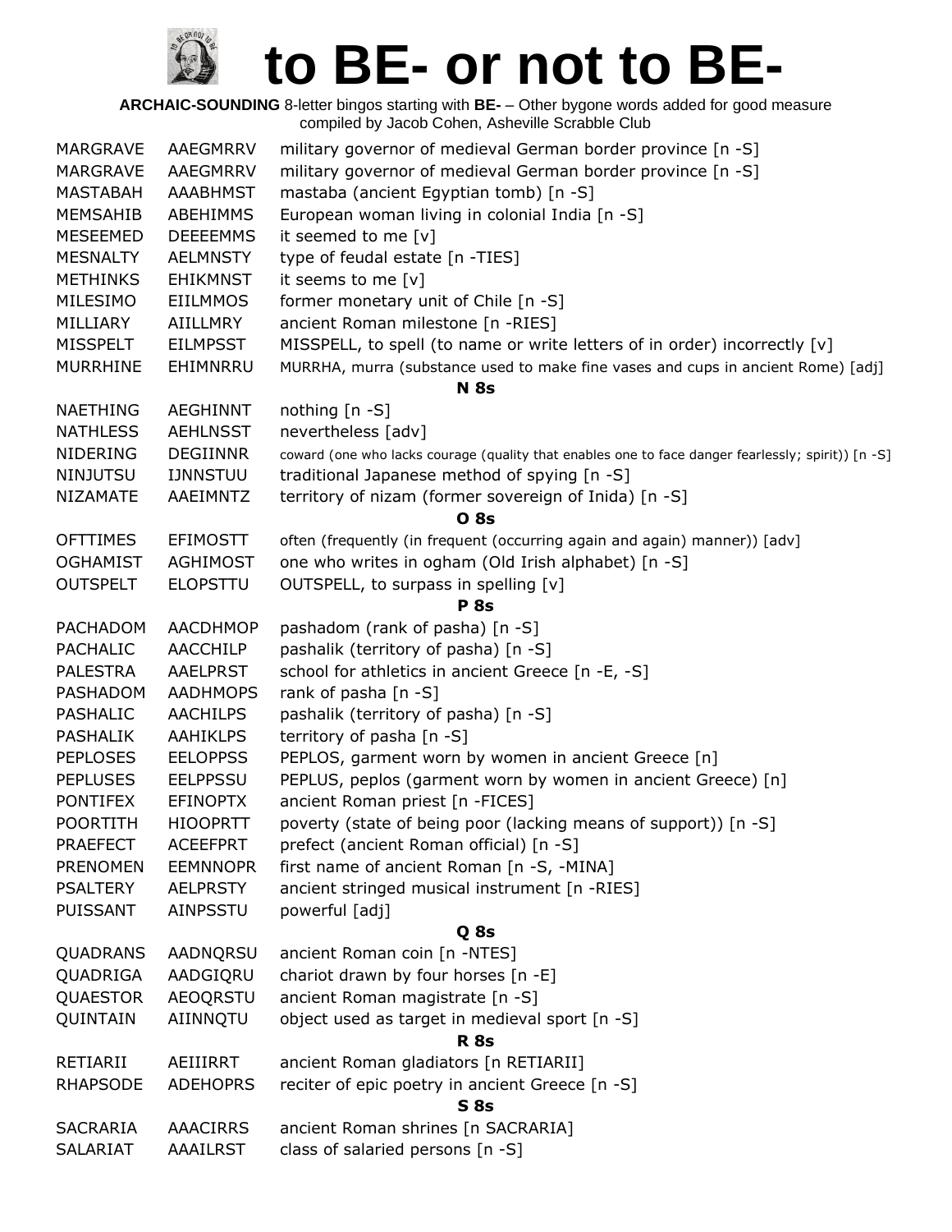# to BE- or not to BE-

**ARCHAIC-SOUNDING** 8-letter bingos starting with **BE-** – Other bygone words added for good measure
compiled by Jacob Cohen, Asheville Scrabble Club

| | | |
|---|---|---|
| MARGRAVE | AAEGMRRV | military governor of medieval German border province [n -S] |
| MARGRAVE | AAEGMRRV | military governor of medieval German border province [n -S] |
| MASTABAH | AAABHMST | mastaba (ancient Egyptian tomb) [n -S] |
| MEMSAHIB | ABEHIMMS | European woman living in colonial India [n -S] |
| MESEEMED | DEEEEMMS | it seemed to me [v] |
| MESNALTY | AELMNSTY | type of feudal estate [n -TIES] |
| METHINKS | EHIKMNST | it seems to me [v] |
| MILESIMO | EIILMMOS | former monetary unit of Chile [n -S] |
| MILLIARY | AIILLMRY | ancient Roman milestone [n -RIES] |
| MISSPELT | EILMPSST | MISSPELL, to spell (to name or write letters of in order) incorrectly [v] |
| MURRHINE | EHIMNRRU | MURRHA, murra (substance used to make fine vases and cups in ancient Rome) [adj] |
| | | **N 8s** |
| NAETHING | AEGHINNT | nothing [n -S] |
| NATHLESS | AEHLNSST | nevertheless [adv] |
| NIDERING | DEGIINNR | coward (one who lacks courage (quality that enables one to face danger fearlessly; spirit)) [n -S] |
| NINJUTSU | IJNNSTUU | traditional Japanese method of spying [n -S] |
| NIZAMATE | AAEIMNTZ | territory of nizam (former sovereign of Inida) [n -S] |
| | | **O 8s** |
| OFTTIMES | EFIMOSTT | often (frequently (in frequent (occurring again and again) manner)) [adv] |
| OGHAMIST | AGHIMOST | one who writes in ogham (Old Irish alphabet) [n -S] |
| OUTSPELT | ELOPSTTU | OUTSPELL, to surpass in spelling [v] |
| | | **P 8s** |
| PACHADOM | AACDHMOP | pashadom (rank of pasha) [n -S] |
| PACHALIC | AACCHILP | pashalik (territory of pasha) [n -S] |
| PALESTRA | AAELPRST | school for athletics in ancient Greece [n -E, -S] |
| PASHADOM | AADHMOPS | rank of pasha [n -S] |
| PASHALIC | AACHILPS | pashalik (territory of pasha) [n -S] |
| PASHALIK | AAHIKLPS | territory of pasha [n -S] |
| PEPLOSES | EELOPPSS | PEPLOS, garment worn by women in ancient Greece [n] |
| PEPLUSES | EELPPSSU | PEPLUS, peplos (garment worn by women in ancient Greece) [n] |
| PONTIFEX | EFINOPTX | ancient Roman priest [n -FICES] |
| POORTITH | HIOOPRTT | poverty (state of being poor (lacking means of support)) [n -S] |
| PRAEFECT | ACEEFPRT | prefect (ancient Roman official) [n -S] |
| PRENOMEN | EEMNNOPR | first name of ancient Roman [n -S, -MINA] |
| PSALTERY | AELPRSTY | ancient stringed musical instrument [n -RIES] |
| PUISSANT | AINPSSTU | powerful [adj] |
| | | **Q 8s** |
| QUADRANS | AADNQRSU | ancient Roman coin [n -NTES] |
| QUADRIGA | AADGIQRU | chariot drawn by four horses [n -E] |
| QUAESTOR | AEOQRSTU | ancient Roman magistrate [n -S] |
| QUINTAIN | AIINNQTU | object used as target in medieval sport [n -S] |
| | | **R 8s** |
| RETIARII | AEIIIRRT | ancient Roman gladiators [n RETIARII] |
| RHAPSODE | ADEHOPRS | reciter of epic poetry in ancient Greece [n -S] |
| | | **S 8s** |
| SACRARIA | AAACIRRS | ancient Roman shrines [n SACRARIA] |
| SALARIAT | AAAILRST | class of salaried persons [n -S] |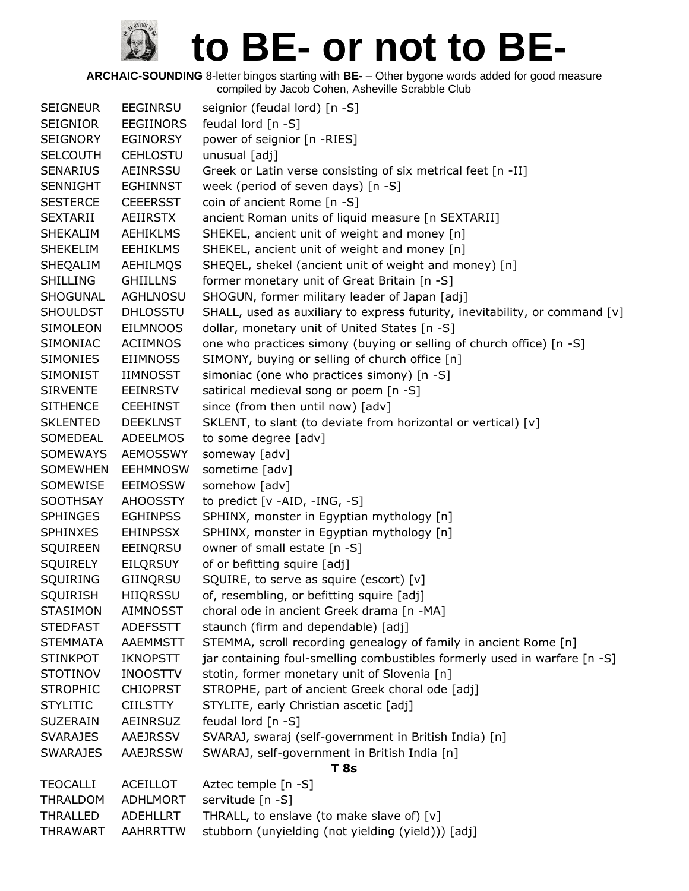# to BE- or not to BE-

**ARCHAIC-SOUNDING** 8-letter bingos starting with **BE-** – Other bygone words added for good measure
compiled by Jacob Cohen, Asheville Scrabble Club

| | | |
|---|---|---|
| SEIGNEUR | EEGINRSU | seignior (feudal lord) [n -S] |
| SEIGNIOR | EEGIINORS | feudal lord [n -S] |
| SEIGNORY | EGINORSY | power of seignior [n -RIES] |
| SELCOUTH | CEHLOSTU | unusual [adj] |
| SENARIUS | AEINRSSU | Greek or Latin verse consisting of six metrical feet [n -II] |
| SENNIGHT | EGHINNST | week (period of seven days) [n -S] |
| SESTERCE | CEEERSST | coin of ancient Rome [n -S] |
| SEXTARII | AEIIRSTX | ancient Roman units of liquid measure [n SEXTARII] |
| SHEKALIM | AEHIKLMS | SHEKEL, ancient unit of weight and money [n] |
| SHEKELIM | EEHIKLMS | SHEKEL, ancient unit of weight and money [n] |
| SHEQALIM | AEHILMQS | SHEQEL, shekel (ancient unit of weight and money) [n] |
| SHILLING | GHIILLNS | former monetary unit of Great Britain [n -S] |
| SHOGUNAL | AGHLNOSU | SHOGUN, former military leader of Japan [adj] |
| SHOULDST | DHLOSSTU | SHALL, used as auxiliary to express futurity, inevitability, or command [v] |
| SIMOLEON | EILMNOOS | dollar, monetary unit of United States [n -S] |
| SIMONIAC | ACIIMNOS | one who practices simony (buying or selling of church office) [n -S] |
| SIMONIES | EIIMNOSS | SIMONY, buying or selling of church office [n] |
| SIMONIST | IIMNOSST | simoniac (one who practices simony) [n -S] |
| SIRVENTE | EEINRSTV | satirical medieval song or poem [n -S] |
| SITHENCE | CEEHINST | since (from then until now) [adv] |
| SKLENTED | DEEKLNST | SKLENT, to slant (to deviate from horizontal or vertical) [v] |
| SOMEDEAL | ADEELMOS | to some degree [adv] |
| SOMEWAYS | AEMOSSWY | someway [adv] |
| SOMEWHEN | EEHMNOSW | sometime [adv] |
| SOMEWISE | EEIMOSSW | somehow [adv] |
| SOOTHSAY | AHOOSSTY | to predict [v -AID, -ING, -S] |
| SPHINGES | EGHINPSS | SPHINX, monster in Egyptian mythology [n] |
| SPHINXES | EHINPSSX | SPHINX, monster in Egyptian mythology [n] |
| SQUIREEN | EEINQRSU | owner of small estate [n -S] |
| SQUIRELY | EILQRSUY | of or befitting squire [adj] |
| SQUIRING | GIINQRSU | SQUIRE, to serve as squire (escort) [v] |
| SQUIRISH | HIIQRSSU | of, resembling, or befitting squire [adj] |
| STASIMON | AIMNOSST | choral ode in ancient Greek drama [n -MA] |
| STEDFAST | ADEFSSTT | staunch (firm and dependable) [adj] |
| STEMMATA | AAEMMSTT | STEMMA, scroll recording genealogy of family in ancient Rome [n] |
| STINKPOT | IKNOPSTT | jar containing foul-smelling combustibles formerly used in warfare [n -S] |
| STOTINOV | INOOSTTV | stotin, former monetary unit of Slovenia [n] |
| STROPHIC | CHIOPRST | STROPHE, part of ancient Greek choral ode [adj] |
| STYLITIC | CIILSTTY | STYLITE, early Christian ascetic [adj] |
| SUZERAIN | AEINRSUZ | feudal lord [n -S] |
| SVARAJES | AAEJRSSV | SVARAJ, swaraj (self-government in British India) [n] |
| SWARAJES | AAEJRSSW | SWARAJ, self-government in British India [n] |

**T 8s**

| | | |
|---|---|---|
| TEOCALLI | ACEILLOT | Aztec temple [n -S] |
| THRALDOM | ADHLMORT | servitude [n -S] |
| THRALLED | ADEHLLRT | THRALL, to enslave (to make slave of) [v] |
| THRAWART | AAHRRTTW | stubborn (unyielding (not yielding (yield))) [adj] |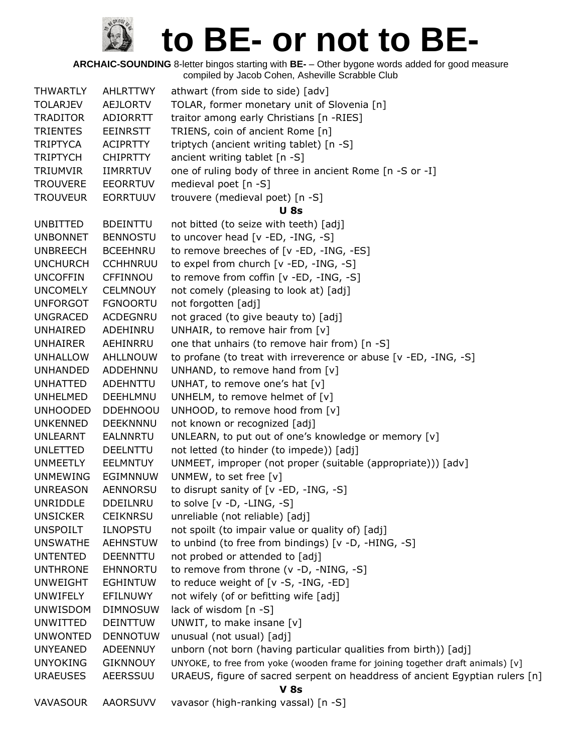# to BE- or not to BE-

**ARCHAIC-SOUNDING** 8-letter bingos starting with **BE-** – Other bygone words added for good measure
compiled by Jacob Cohen, Asheville Scrabble Club

| | | |
|---|---|---|
| THWARTLY | AHLRTTWY | athwart (from side to side) [adv] |
| TOLARJEV | AEJLORTV | TOLAR, former monetary unit of Slovenia [n] |
| TRADITOR | ADIORRTT | traitor among early Christians [n -RIES] |
| TRIENTES | EEINRSTT | TRIENS, coin of ancient Rome [n] |
| TRIPTYCA | ACIPRTTY | triptych (ancient writing tablet) [n -S] |
| TRIPTYCH | CHIPRTTY | ancient writing tablet [n -S] |
| TRIUMVIR | IIMRRTUV | one of ruling body of three in ancient Rome [n -S or -I] |
| TROUVERE | EEORRTUV | medieval poet [n -S] |
| TROUVEUR | EORRTUUV | trouvere (medieval poet) [n -S] |
| | | **U 8s** |
| UNBITTED | BDEINTTU | not bitted (to seize with teeth) [adj] |
| UNBONNET | BENNOSTU | to uncover head [v -ED, -ING, -S] |
| UNBREECH | BCEEHNRU | to remove breeches of [v -ED, -ING, -ES] |
| UNCHURCH | CCHHNRUU | to expel from church [v -ED, -ING, -S] |
| UNCOFFIN | CFFINNOU | to remove from coffin [v -ED, -ING, -S] |
| UNCOMELY | CELMNOUY | not comely (pleasing to look at) [adj] |
| UNFORGOT | FGNOORTU | not forgotten [adj] |
| UNGRACED | ACDEGNRU | not graced (to give beauty to) [adj] |
| UNHAIRED | ADEHINRU | UNHAIR, to remove hair from [v] |
| UNHAIRER | AEHINRRU | one that unhairs (to remove hair from) [n -S] |
| UNHALLOW | AHLLNOUW | to profane (to treat with irreverence or abuse [v -ED, -ING, -S] |
| UNHANDED | ADDEHNNU | UNHAND, to remove hand from [v] |
| UNHATTED | ADEHNTTU | UNHAT, to remove one's hat [v] |
| UNHELMED | DEEHLMNU | UNHELM, to remove helmet of [v] |
| UNHOODED | DDEHNOOU | UNHOOD, to remove hood from [v] |
| UNKENNED | DEEKNNNU | not known or recognized [adj] |
| UNLEARNT | EALNNRTU | UNLEARN, to put out of one's knowledge or memory [v] |
| UNLETTED | DEELNTTU | not letted (to hinder (to impede)) [adj] |
| UNMEETLY | EELMNTUY | UNMEET, improper (not proper (suitable (appropriate))) [adv] |
| UNMEWING | EGIMNNUW | UNMEW, to set free [v] |
| UNREASON | AENNORSU | to disrupt sanity of [v -ED, -ING, -S] |
| UNRIDDLE | DDEILNRU | to solve [v -D, -LING, -S] |
| UNSICKER | CEIKNRSU | unreliable (not reliable) [adj] |
| UNSPOILT | ILNOPSTU | not spoilt (to impair value or quality of) [adj] |
| UNSWATHE | AEHNSTUW | to unbind (to free from bindings) [v -D, -HING, -S] |
| UNTENTED | DEENNTTU | not probed or attended to [adj] |
| UNTHRONE | EHNNORTU | to remove from throne (v -D, -NING, -S] |
| UNWEIGHT | EGHINTUW | to reduce weight of [v -S, -ING, -ED] |
| UNWIFELY | EFILNUWY | not wifely (of or befitting wife [adj] |
| UNWISDOM | DIMNOSUW | lack of wisdom [n -S] |
| UNWITTED | DEINTTUW | UNWIT, to make insane [v] |
| UNWONTED | DENNOTUW | unusual (not usual) [adj] |
| UNYEANED | ADEENNUY | unborn (not born (having particular qualities from birth)) [adj] |
| UNYOKING | GIKNNOUY | UNYOKE, to free from yoke (wooden frame for joining together draft animals) [v] |
| URAEUSES | AEERSSUU | URAEUS, figure of sacred serpent on headdress of ancient Egyptian rulers [n] |
| | | **V 8s** |
| VAVASOUR | AAORSUVV | vavasor (high-ranking vassal) [n -S] |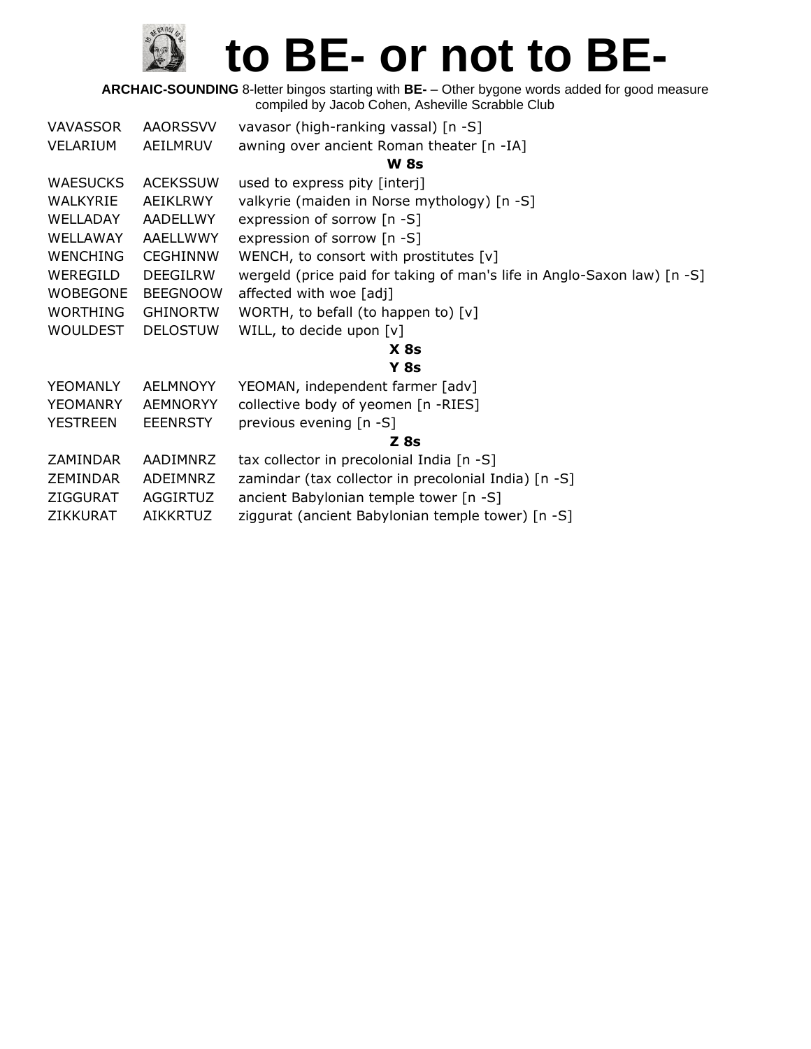# to BE- or not to BE-

**ARCHAIC-SOUNDING** 8-letter bingos starting with **BE-** – Other bygone words added for good measure
compiled by Jacob Cohen, Asheville Scrabble Club

| | | |
|---|---|---|
| VAVASSOR | AAORSSVV | vavasor (high-ranking vassal) [n -S] |
| VELARIUM | AEILMRUV | awning over ancient Roman theater [n -IA] |
| | | **W 8s** |
| WAESUCKS | ACEKSSUW | used to express pity [interj] |
| WALKYRIE | AEIKLRWY | valkyrie (maiden in Norse mythology) [n -S] |
| WELLADAY | AADELLWY | expression of sorrow [n -S] |
| WELLAWAY | AAELLWWY | expression of sorrow [n -S] |
| WENCHING | CEGHINNW | WENCH, to consort with prostitutes [v] |
| WEREGILD | DEEGILRW | wergeld (price paid for taking of man's life in Anglo-Saxon law) [n -S] |
| WOBEGONE | BEEGNOOW | affected with woe [adj] |
| WORTHING | GHINORTW | WORTH, to befall (to happen to) [v] |
| WOULDEST | DELOSTUW | WILL, to decide upon [v] |
| | | **X 8s** |
| | | **Y 8s** |
| YEOMANLY | AELMNOYY | YEOMAN, independent farmer [adv] |
| YEOMANRY | AEMNORYY | collective body of yeomen [n -RIES] |
| YESTREEN | EEENRSTY | previous evening [n -S] |
| | | **Z 8s** |
| ZAMINDAR | AADIMNRZ | tax collector in precolonial India [n -S] |
| ZEMINDAR | ADEIMNRZ | zamindar (tax collector in precolonial India) [n -S] |
| ZIGGURAT | AGGIRTUZ | ancient Babylonian temple tower [n -S] |
| ZIKKURAT | AIKKRTUZ | ziggurat (ancient Babylonian temple tower) [n -S] |